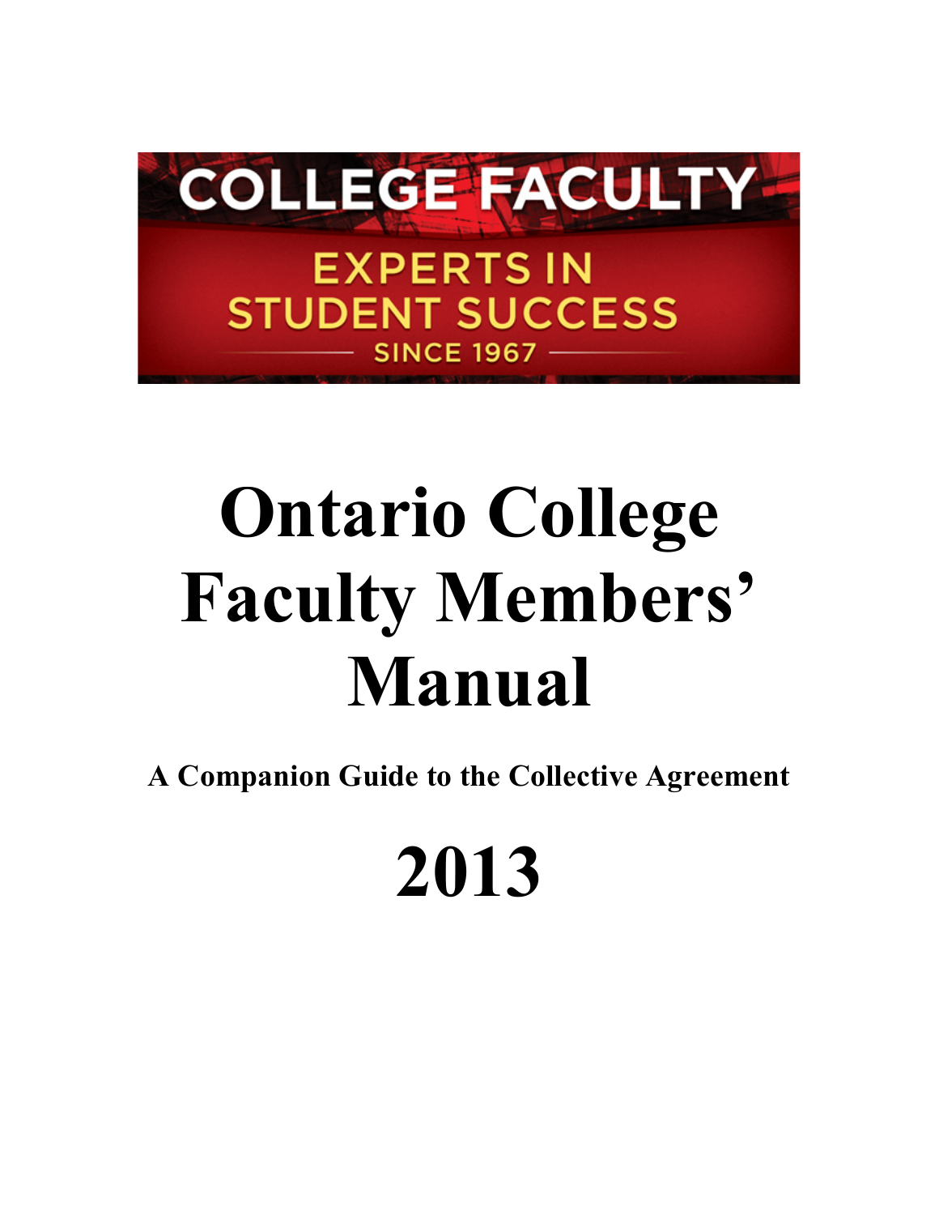COLLEGE FACULTY

EXPERTS IN STUDENT SUCCESS

SINCE 1967

# Ontario College Faculty Members' Manual

**A Companion Guide to the Collective Agreement**

# 2013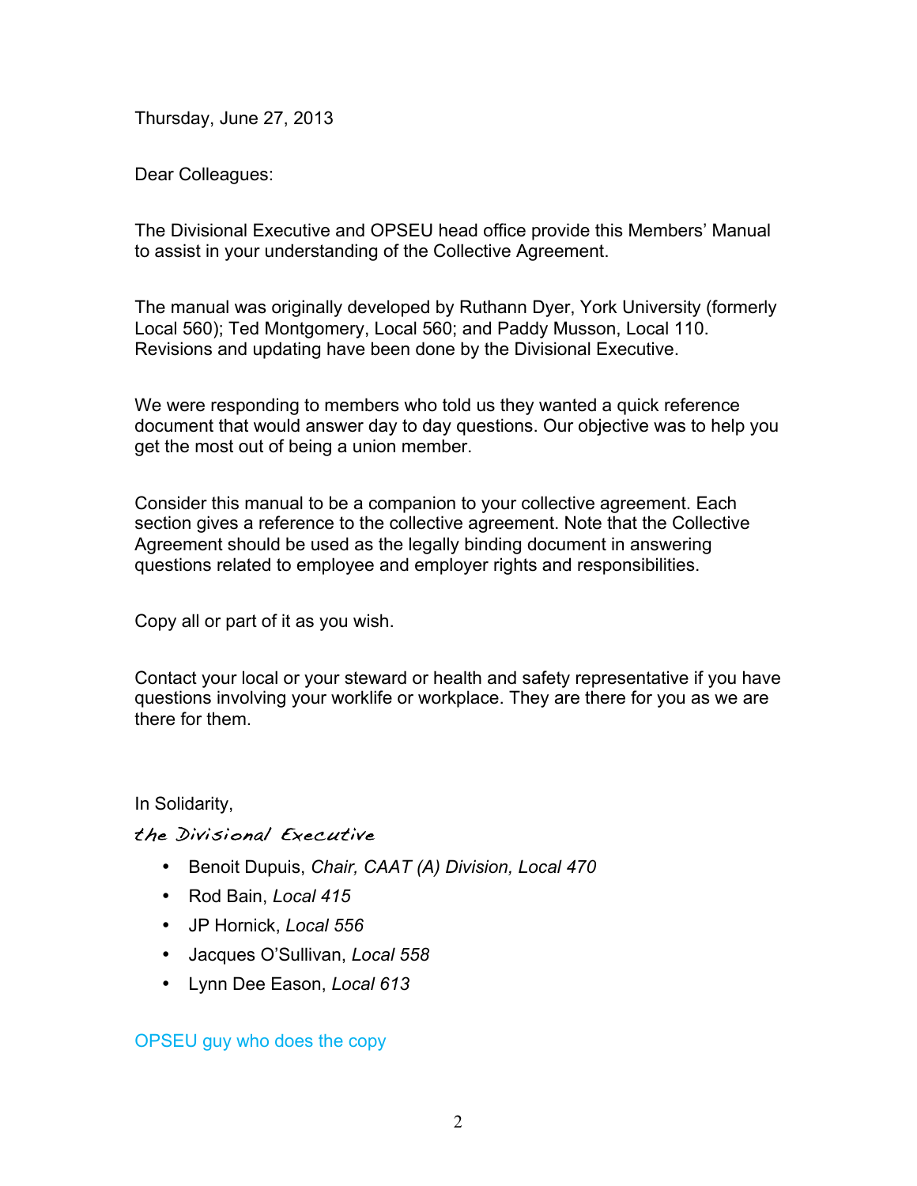Thursday, June 27, 2013

Dear Colleagues:

The Divisional Executive and OPSEU head office provide this Members' Manual to assist in your understanding of the Collective Agreement.

The manual was originally developed by Ruthann Dyer, York University (formerly Local 560); Ted Montgomery, Local 560; and Paddy Musson, Local 110. Revisions and updating have been done by the Divisional Executive.

We were responding to members who told us they wanted a quick reference document that would answer day to day questions. Our objective was to help you get the most out of being a union member.

Consider this manual to be a companion to your collective agreement. Each section gives a reference to the collective agreement. Note that the Collective Agreement should be used as the legally binding document in answering questions related to employee and employer rights and responsibilities.

Copy all or part of it as you wish.

Contact your local or your steward or health and safety representative if you have questions involving your worklife or workplace. They are there for you as we are there for them.

In Solidarity,

*the Divisional Executive*

- Benoit Dupuis, *Chair, CAAT (A) Division, Local 470*
- Rod Bain, *Local 415*
- JP Hornick, *Local 556*
- Jacques O'Sullivan, *Local 558*
- Lynn Dee Eason, *Local 613*

OPSEU guy who does the copy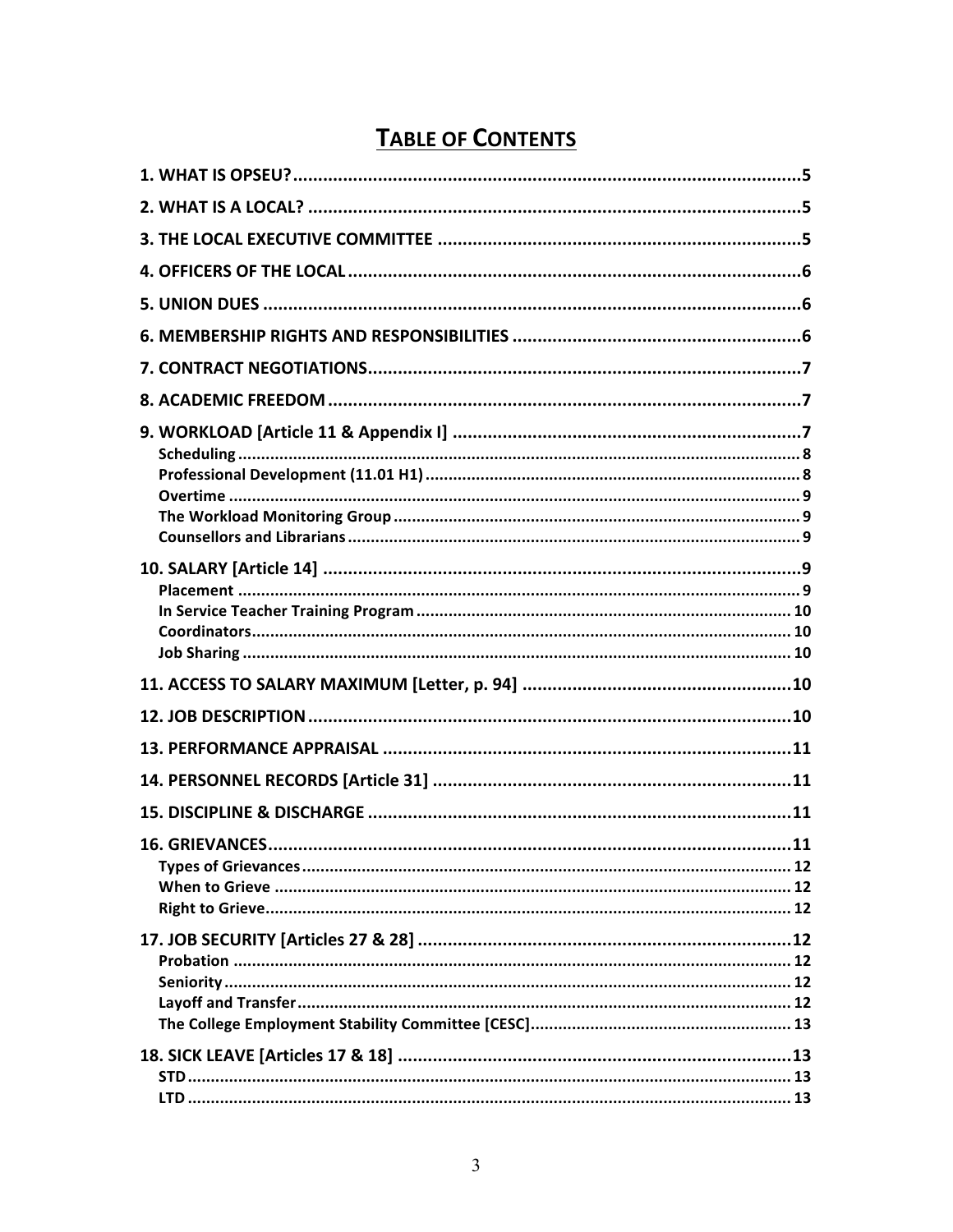# TABLE OF CONTENTS

**1. WHAT IS OPSEU?** .......... 5

**2. WHAT IS A LOCAL?** .......... 5

**3. THE LOCAL EXECUTIVE COMMITTEE** .......... 5

**4. OFFICERS OF THE LOCAL** .......... 6

**5. UNION DUES** .......... 6

**6. MEMBERSHIP RIGHTS AND RESPONSIBILITIES** .......... 6

**7. CONTRACT NEGOTIATIONS** .......... 7

**8. ACADEMIC FREEDOM** .......... 7

**9. WORKLOAD [Article 11 & Appendix I]** .......... 7
- Scheduling .......... 8
- Professional Development (11.01 H1) .......... 8
- Overtime .......... 9
- The Workload Monitoring Group .......... 9
- Counsellors and Librarians .......... 9

**10. SALARY [Article 14]** .......... 9
- Placement .......... 9
- In Service Teacher Training Program .......... 10
- Coordinators .......... 10
- Job Sharing .......... 10

**11. ACCESS TO SALARY MAXIMUM [Letter, p. 94]** .......... 10

**12. JOB DESCRIPTION** .......... 10

**13. PERFORMANCE APPRAISAL** .......... 11

**14. PERSONNEL RECORDS [Article 31]** .......... 11

**15. DISCIPLINE & DISCHARGE** .......... 11

**16. GRIEVANCES** .......... 11
- Types of Grievances .......... 12
- When to Grieve .......... 12
- Right to Grieve .......... 12

**17. JOB SECURITY [Articles 27 & 28]** .......... 12
- Probation .......... 12
- Seniority .......... 12
- Layoff and Transfer .......... 12
- The College Employment Stability Committee [CESC] .......... 13

**18. SICK LEAVE [Articles 17 & 18]** .......... 13
- STD .......... 13
- LTD .......... 13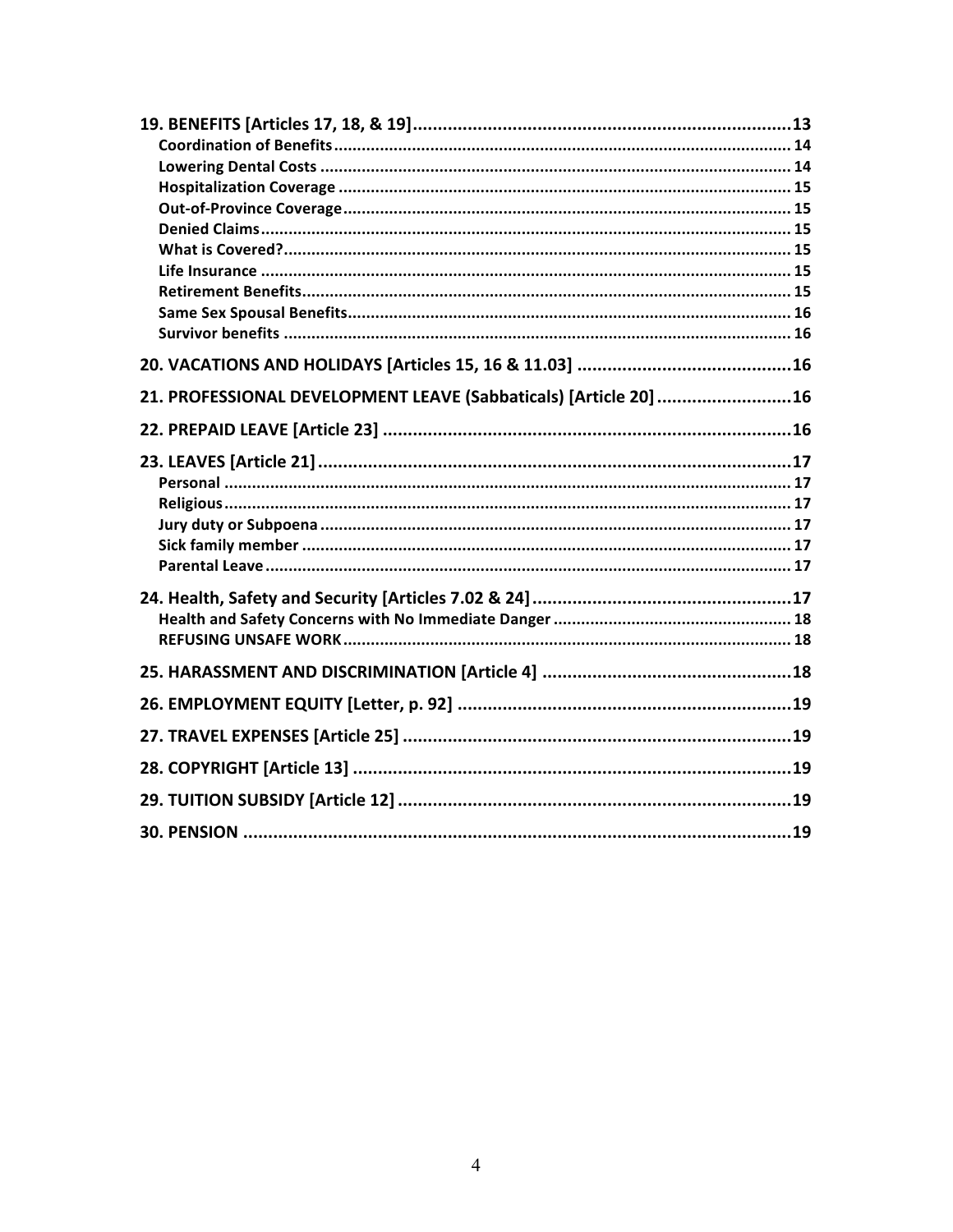**19. BENEFITS [Articles 17, 18, & 19]** .......... 13
- Coordination of Benefits .......... 14
- Lowering Dental Costs .......... 14
- Hospitalization Coverage .......... 15
- Out-of-Province Coverage .......... 15
- Denied Claims .......... 15
- What is Covered? .......... 15
- Life Insurance .......... 15
- Retirement Benefits .......... 15
- Same Sex Spousal Benefits .......... 16
- Survivor benefits .......... 16

**20. VACATIONS AND HOLIDAYS [Articles 15, 16 & 11.03]** .......... 16

**21. PROFESSIONAL DEVELOPMENT LEAVE (Sabbaticals) [Article 20]** .......... 16

**22. PREPAID LEAVE [Article 23]** .......... 16

**23. LEAVES [Article 21]** .......... 17
- Personal .......... 17
- Religious .......... 17
- Jury duty or Subpoena .......... 17
- Sick family member .......... 17
- Parental Leave .......... 17

**24. Health, Safety and Security [Articles 7.02 & 24]** .......... 17
- Health and Safety Concerns with No Immediate Danger .......... 18
- REFUSING UNSAFE WORK .......... 18

**25. HARASSMENT AND DISCRIMINATION [Article 4]** .......... 18

**26. EMPLOYMENT EQUITY [Letter, p. 92]** .......... 19

**27. TRAVEL EXPENSES [Article 25]** .......... 19

**28. COPYRIGHT [Article 13]** .......... 19

**29. TUITION SUBSIDY [Article 12]** .......... 19

**30. PENSION** .......... 19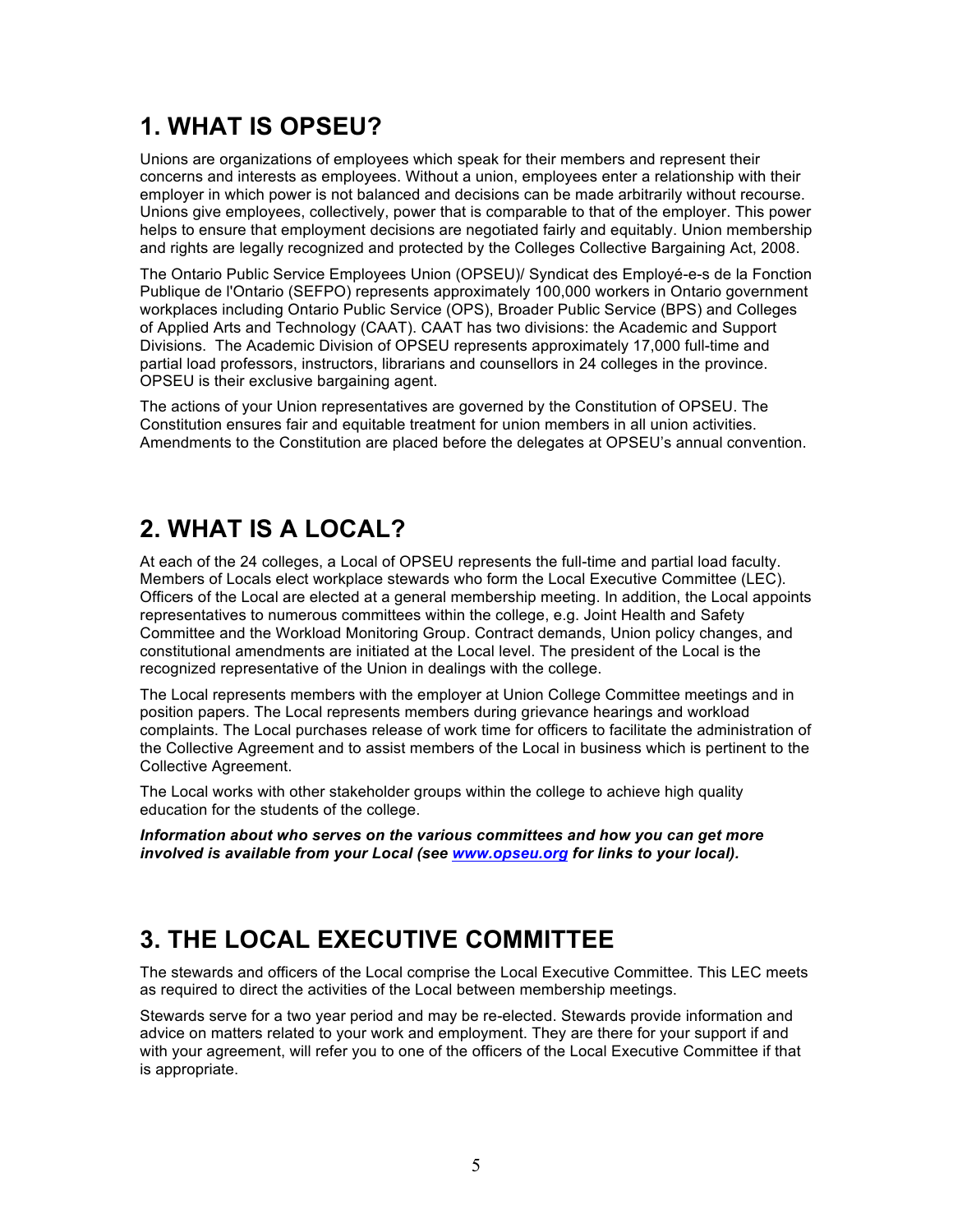## 1. WHAT IS OPSEU?

Unions are organizations of employees which speak for their members and represent their concerns and interests as employees. Without a union, employees enter a relationship with their employer in which power is not balanced and decisions can be made arbitrarily without recourse. Unions give employees, collectively, power that is comparable to that of the employer. This power helps to ensure that employment decisions are negotiated fairly and equitably. Union membership and rights are legally recognized and protected by the Colleges Collective Bargaining Act, 2008.

The Ontario Public Service Employees Union (OPSEU)/ Syndicat des Employé-e-s de la Fonction Publique de l'Ontario (SEFPO) represents approximately 100,000 workers in Ontario government workplaces including Ontario Public Service (OPS), Broader Public Service (BPS) and Colleges of Applied Arts and Technology (CAAT). CAAT has two divisions: the Academic and Support Divisions. The Academic Division of OPSEU represents approximately 17,000 full-time and partial load professors, instructors, librarians and counsellors in 24 colleges in the province. OPSEU is their exclusive bargaining agent.

The actions of your Union representatives are governed by the Constitution of OPSEU. The Constitution ensures fair and equitable treatment for union members in all union activities. Amendments to the Constitution are placed before the delegates at OPSEU's annual convention.

## 2. WHAT IS A LOCAL?

At each of the 24 colleges, a Local of OPSEU represents the full-time and partial load faculty. Members of Locals elect workplace stewards who form the Local Executive Committee (LEC). Officers of the Local are elected at a general membership meeting. In addition, the Local appoints representatives to numerous committees within the college, e.g. Joint Health and Safety Committee and the Workload Monitoring Group. Contract demands, Union policy changes, and constitutional amendments are initiated at the Local level. The president of the Local is the recognized representative of the Union in dealings with the college.

The Local represents members with the employer at Union College Committee meetings and in position papers. The Local represents members during grievance hearings and workload complaints. The Local purchases release of work time for officers to facilitate the administration of the Collective Agreement and to assist members of the Local in business which is pertinent to the Collective Agreement.

The Local works with other stakeholder groups within the college to achieve high quality education for the students of the college.

***Information about who serves on the various committees and how you can get more involved is available from your Local (see [www.opseu.org](http://www.opseu.org) for links to your local).***

## 3. THE LOCAL EXECUTIVE COMMITTEE

The stewards and officers of the Local comprise the Local Executive Committee. This LEC meets as required to direct the activities of the Local between membership meetings.

Stewards serve for a two year period and may be re-elected. Stewards provide information and advice on matters related to your work and employment. They are there for your support if and with your agreement, will refer you to one of the officers of the Local Executive Committee if that is appropriate.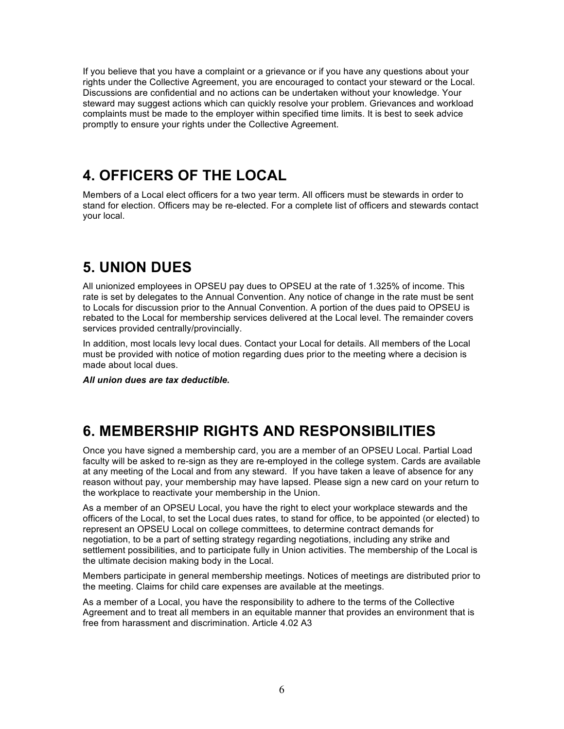If you believe that you have a complaint or a grievance or if you have any questions about your rights under the Collective Agreement, you are encouraged to contact your steward or the Local. Discussions are confidential and no actions can be undertaken without your knowledge. Your steward may suggest actions which can quickly resolve your problem. Grievances and workload complaints must be made to the employer within specified time limits. It is best to seek advice promptly to ensure your rights under the Collective Agreement.

## 4. OFFICERS OF THE LOCAL

Members of a Local elect officers for a two year term. All officers must be stewards in order to stand for election. Officers may be re-elected. For a complete list of officers and stewards contact your local.

## 5. UNION DUES

All unionized employees in OPSEU pay dues to OPSEU at the rate of 1.325% of income. This rate is set by delegates to the Annual Convention. Any notice of change in the rate must be sent to Locals for discussion prior to the Annual Convention. A portion of the dues paid to OPSEU is rebated to the Local for membership services delivered at the Local level. The remainder covers services provided centrally/provincially.

In addition, most locals levy local dues. Contact your Local for details. All members of the Local must be provided with notice of motion regarding dues prior to the meeting where a decision is made about local dues.

***All union dues are tax deductible.***

## 6. MEMBERSHIP RIGHTS AND RESPONSIBILITIES

Once you have signed a membership card, you are a member of an OPSEU Local. Partial Load faculty will be asked to re-sign as they are re-employed in the college system. Cards are available at any meeting of the Local and from any steward. If you have taken a leave of absence for any reason without pay, your membership may have lapsed. Please sign a new card on your return to the workplace to reactivate your membership in the Union.

As a member of an OPSEU Local, you have the right to elect your workplace stewards and the officers of the Local, to set the Local dues rates, to stand for office, to be appointed (or elected) to represent an OPSEU Local on college committees, to determine contract demands for negotiation, to be a part of setting strategy regarding negotiations, including any strike and settlement possibilities, and to participate fully in Union activities. The membership of the Local is the ultimate decision making body in the Local.

Members participate in general membership meetings. Notices of meetings are distributed prior to the meeting. Claims for child care expenses are available at the meetings.

As a member of a Local, you have the responsibility to adhere to the terms of the Collective Agreement and to treat all members in an equitable manner that provides an environment that is free from harassment and discrimination. Article 4.02 A3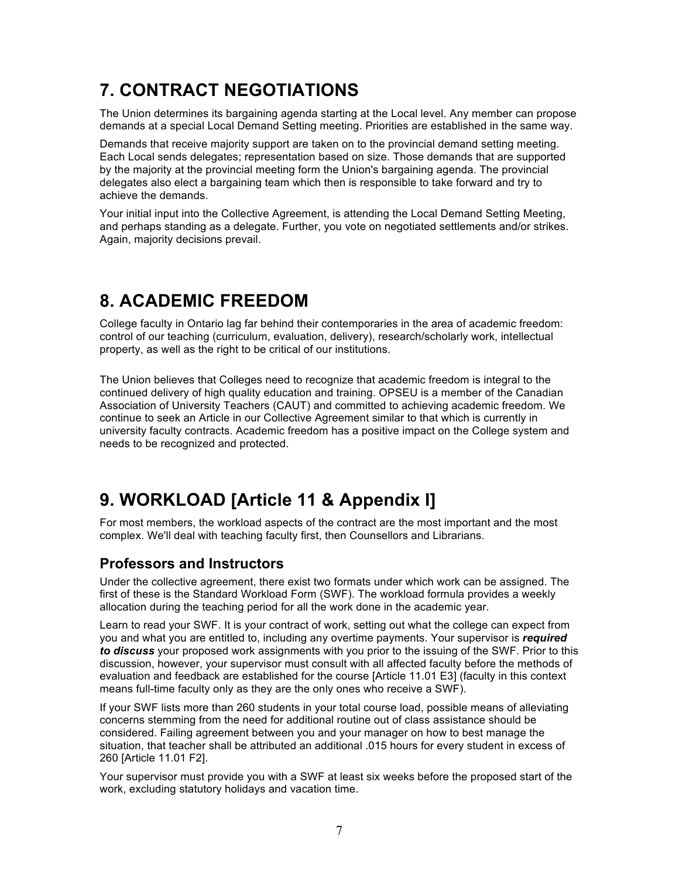# 7. CONTRACT NEGOTIATIONS

The Union determines its bargaining agenda starting at the Local level. Any member can propose demands at a special Local Demand Setting meeting. Priorities are established in the same way.

Demands that receive majority support are taken on to the provincial demand setting meeting. Each Local sends delegates; representation based on size. Those demands that are supported by the majority at the provincial meeting form the Union's bargaining agenda. The provincial delegates also elect a bargaining team which then is responsible to take forward and try to achieve the demands.

Your initial input into the Collective Agreement, is attending the Local Demand Setting Meeting, and perhaps standing as a delegate. Further, you vote on negotiated settlements and/or strikes. Again, majority decisions prevail.

# 8. ACADEMIC FREEDOM

College faculty in Ontario lag far behind their contemporaries in the area of academic freedom: control of our teaching (curriculum, evaluation, delivery), research/scholarly work, intellectual property, as well as the right to be critical of our institutions.

The Union believes that Colleges need to recognize that academic freedom is integral to the continued delivery of high quality education and training. OPSEU is a member of the Canadian Association of University Teachers (CAUT) and committed to achieving academic freedom. We continue to seek an Article in our Collective Agreement similar to that which is currently in university faculty contracts. Academic freedom has a positive impact on the College system and needs to be recognized and protected.

# 9. WORKLOAD [Article 11 & Appendix I]

For most members, the workload aspects of the contract are the most important and the most complex. We'll deal with teaching faculty first, then Counsellors and Librarians.

## Professors and Instructors

Under the collective agreement, there exist two formats under which work can be assigned. The first of these is the Standard Workload Form (SWF). The workload formula provides a weekly allocation during the teaching period for all the work done in the academic year.

Learn to read your SWF. It is your contract of work, setting out what the college can expect from you and what you are entitled to, including any overtime payments. Your supervisor is ***required to discuss*** your proposed work assignments with you prior to the issuing of the SWF. Prior to this discussion, however, your supervisor must consult with all affected faculty before the methods of evaluation and feedback are established for the course [Article 11.01 E3] (faculty in this context means full-time faculty only as they are the only ones who receive a SWF).

If your SWF lists more than 260 students in your total course load, possible means of alleviating concerns stemming from the need for additional routine out of class assistance should be considered. Failing agreement between you and your manager on how to best manage the situation, that teacher shall be attributed an additional .015 hours for every student in excess of 260 [Article 11.01 F2].

Your supervisor must provide you with a SWF at least six weeks before the proposed start of the work, excluding statutory holidays and vacation time.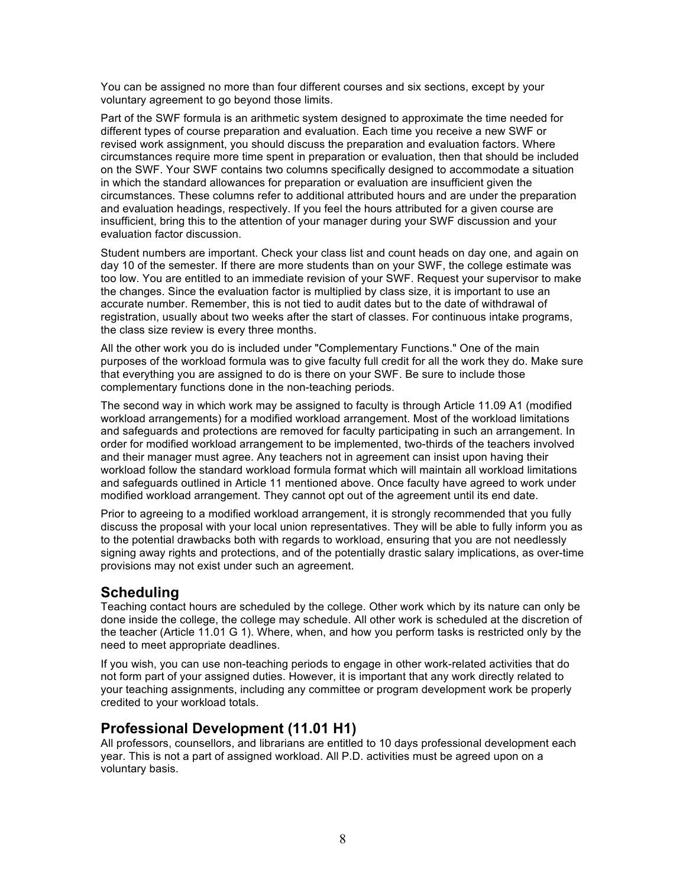You can be assigned no more than four different courses and six sections, except by your voluntary agreement to go beyond those limits.

Part of the SWF formula is an arithmetic system designed to approximate the time needed for different types of course preparation and evaluation. Each time you receive a new SWF or revised work assignment, you should discuss the preparation and evaluation factors. Where circumstances require more time spent in preparation or evaluation, then that should be included on the SWF. Your SWF contains two columns specifically designed to accommodate a situation in which the standard allowances for preparation or evaluation are insufficient given the circumstances. These columns refer to additional attributed hours and are under the preparation and evaluation headings, respectively. If you feel the hours attributed for a given course are insufficient, bring this to the attention of your manager during your SWF discussion and your evaluation factor discussion.

Student numbers are important. Check your class list and count heads on day one, and again on day 10 of the semester. If there are more students than on your SWF, the college estimate was too low. You are entitled to an immediate revision of your SWF. Request your supervisor to make the changes. Since the evaluation factor is multiplied by class size, it is important to use an accurate number. Remember, this is not tied to audit dates but to the date of withdrawal of registration, usually about two weeks after the start of classes. For continuous intake programs, the class size review is every three months.

All the other work you do is included under "Complementary Functions." One of the main purposes of the workload formula was to give faculty full credit for all the work they do. Make sure that everything you are assigned to do is there on your SWF. Be sure to include those complementary functions done in the non-teaching periods.

The second way in which work may be assigned to faculty is through Article 11.09 A1 (modified workload arrangements) for a modified workload arrangement. Most of the workload limitations and safeguards and protections are removed for faculty participating in such an arrangement. In order for modified workload arrangement to be implemented, two-thirds of the teachers involved and their manager must agree. Any teachers not in agreement can insist upon having their workload follow the standard workload formula format which will maintain all workload limitations and safeguards outlined in Article 11 mentioned above. Once faculty have agreed to work under modified workload arrangement. They cannot opt out of the agreement until its end date.

Prior to agreeing to a modified workload arrangement, it is strongly recommended that you fully discuss the proposal with your local union representatives. They will be able to fully inform you as to the potential drawbacks both with regards to workload, ensuring that you are not needlessly signing away rights and protections, and of the potentially drastic salary implications, as over-time provisions may not exist under such an agreement.

## Scheduling

Teaching contact hours are scheduled by the college. Other work which by its nature can only be done inside the college, the college may schedule. All other work is scheduled at the discretion of the teacher (Article 11.01 G 1). Where, when, and how you perform tasks is restricted only by the need to meet appropriate deadlines.

If you wish, you can use non-teaching periods to engage in other work-related activities that do not form part of your assigned duties. However, it is important that any work directly related to your teaching assignments, including any committee or program development work be properly credited to your workload totals.

## Professional Development (11.01 H1)

All professors, counsellors, and librarians are entitled to 10 days professional development each year. This is not a part of assigned workload. All P.D. activities must be agreed upon on a voluntary basis.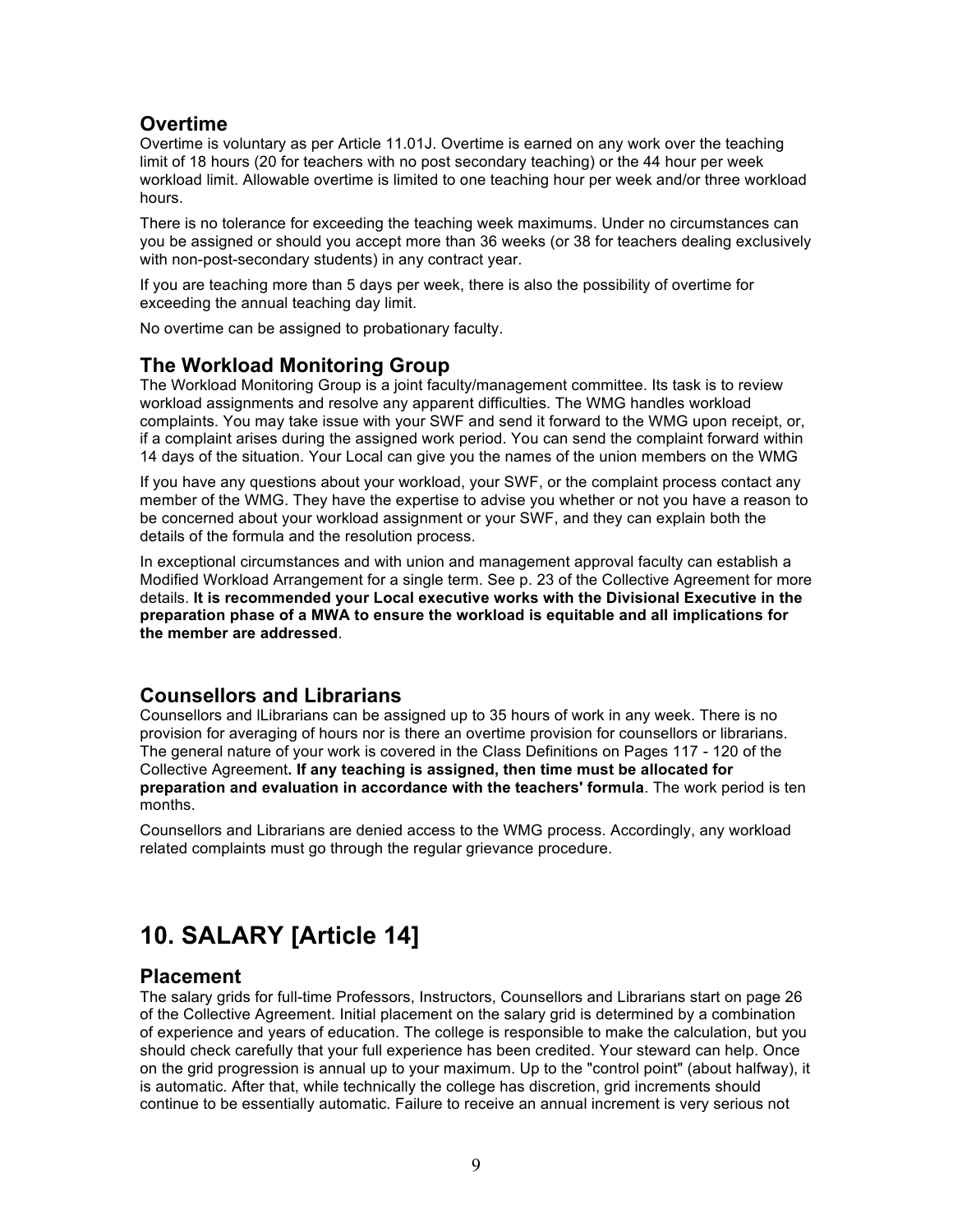## Overtime

Overtime is voluntary as per Article 11.01J. Overtime is earned on any work over the teaching limit of 18 hours (20 for teachers with no post secondary teaching) or the 44 hour per week workload limit. Allowable overtime is limited to one teaching hour per week and/or three workload hours.

There is no tolerance for exceeding the teaching week maximums. Under no circumstances can you be assigned or should you accept more than 36 weeks (or 38 for teachers dealing exclusively with non-post-secondary students) in any contract year.

If you are teaching more than 5 days per week, there is also the possibility of overtime for exceeding the annual teaching day limit.

No overtime can be assigned to probationary faculty.

## The Workload Monitoring Group

The Workload Monitoring Group is a joint faculty/management committee. Its task is to review workload assignments and resolve any apparent difficulties. The WMG handles workload complaints. You may take issue with your SWF and send it forward to the WMG upon receipt, or, if a complaint arises during the assigned work period. You can send the complaint forward within 14 days of the situation. Your Local can give you the names of the union members on the WMG

If you have any questions about your workload, your SWF, or the complaint process contact any member of the WMG. They have the expertise to advise you whether or not you have a reason to be concerned about your workload assignment or your SWF, and they can explain both the details of the formula and the resolution process.

In exceptional circumstances and with union and management approval faculty can establish a Modified Workload Arrangement for a single term. See p. 23 of the Collective Agreement for more details. **It is recommended your Local executive works with the Divisional Executive in the preparation phase of a MWA to ensure the workload is equitable and all implications for the member are addressed**.

## Counsellors and Librarians

Counsellors and lLibrarians can be assigned up to 35 hours of work in any week. There is no provision for averaging of hours nor is there an overtime provision for counsellors or librarians. The general nature of your work is covered in the Class Definitions on Pages 117 - 120 of the Collective Agreement**. If any teaching is assigned, then time must be allocated for preparation and evaluation in accordance with the teachers' formula**. The work period is ten months.

Counsellors and Librarians are denied access to the WMG process. Accordingly, any workload related complaints must go through the regular grievance procedure.

# 10. SALARY [Article 14]

## Placement

The salary grids for full-time Professors, Instructors, Counsellors and Librarians start on page 26 of the Collective Agreement. Initial placement on the salary grid is determined by a combination of experience and years of education. The college is responsible to make the calculation, but you should check carefully that your full experience has been credited. Your steward can help. Once on the grid progression is annual up to your maximum. Up to the "control point" (about halfway), it is automatic. After that, while technically the college has discretion, grid increments should continue to be essentially automatic. Failure to receive an annual increment is very serious not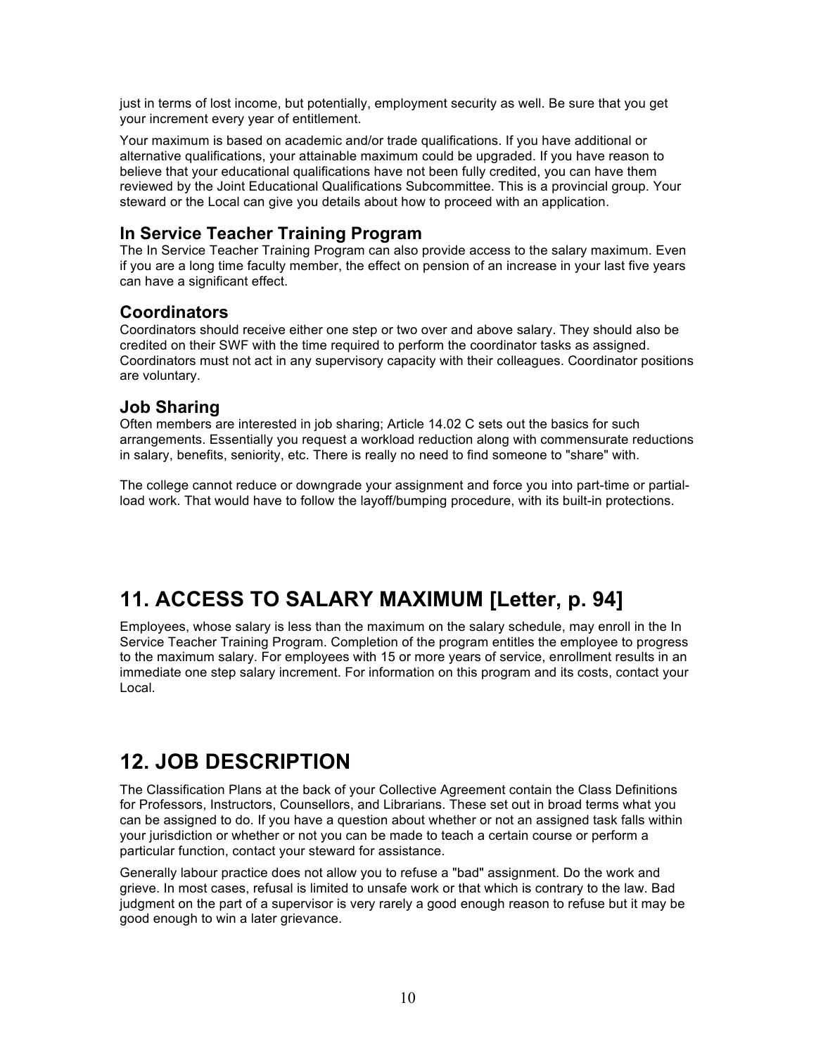just in terms of lost income, but potentially, employment security as well. Be sure that you get your increment every year of entitlement.

Your maximum is based on academic and/or trade qualifications. If you have additional or alternative qualifications, your attainable maximum could be upgraded. If you have reason to believe that your educational qualifications have not been fully credited, you can have them reviewed by the Joint Educational Qualifications Subcommittee. This is a provincial group. Your steward or the Local can give you details about how to proceed with an application.

### In Service Teacher Training Program

The In Service Teacher Training Program can also provide access to the salary maximum. Even if you are a long time faculty member, the effect on pension of an increase in your last five years can have a significant effect.

### Coordinators

Coordinators should receive either one step or two over and above salary. They should also be credited on their SWF with the time required to perform the coordinator tasks as assigned. Coordinators must not act in any supervisory capacity with their colleagues. Coordinator positions are voluntary.

### Job Sharing

Often members are interested in job sharing; Article 14.02 C sets out the basics for such arrangements. Essentially you request a workload reduction along with commensurate reductions in salary, benefits, seniority, etc. There is really no need to find someone to "share" with.

The college cannot reduce or downgrade your assignment and force you into part-time or partial-load work. That would have to follow the layoff/bumping procedure, with its built-in protections.

## 11. ACCESS TO SALARY MAXIMUM [Letter, p. 94]

Employees, whose salary is less than the maximum on the salary schedule, may enroll in the In Service Teacher Training Program. Completion of the program entitles the employee to progress to the maximum salary. For employees with 15 or more years of service, enrollment results in an immediate one step salary increment. For information on this program and its costs, contact your Local.

## 12. JOB DESCRIPTION

The Classification Plans at the back of your Collective Agreement contain the Class Definitions for Professors, Instructors, Counsellors, and Librarians. These set out in broad terms what you can be assigned to do. If you have a question about whether or not an assigned task falls within your jurisdiction or whether or not you can be made to teach a certain course or perform a particular function, contact your steward for assistance.

Generally labour practice does not allow you to refuse a "bad" assignment. Do the work and grieve. In most cases, refusal is limited to unsafe work or that which is contrary to the law. Bad judgment on the part of a supervisor is very rarely a good enough reason to refuse but it may be good enough to win a later grievance.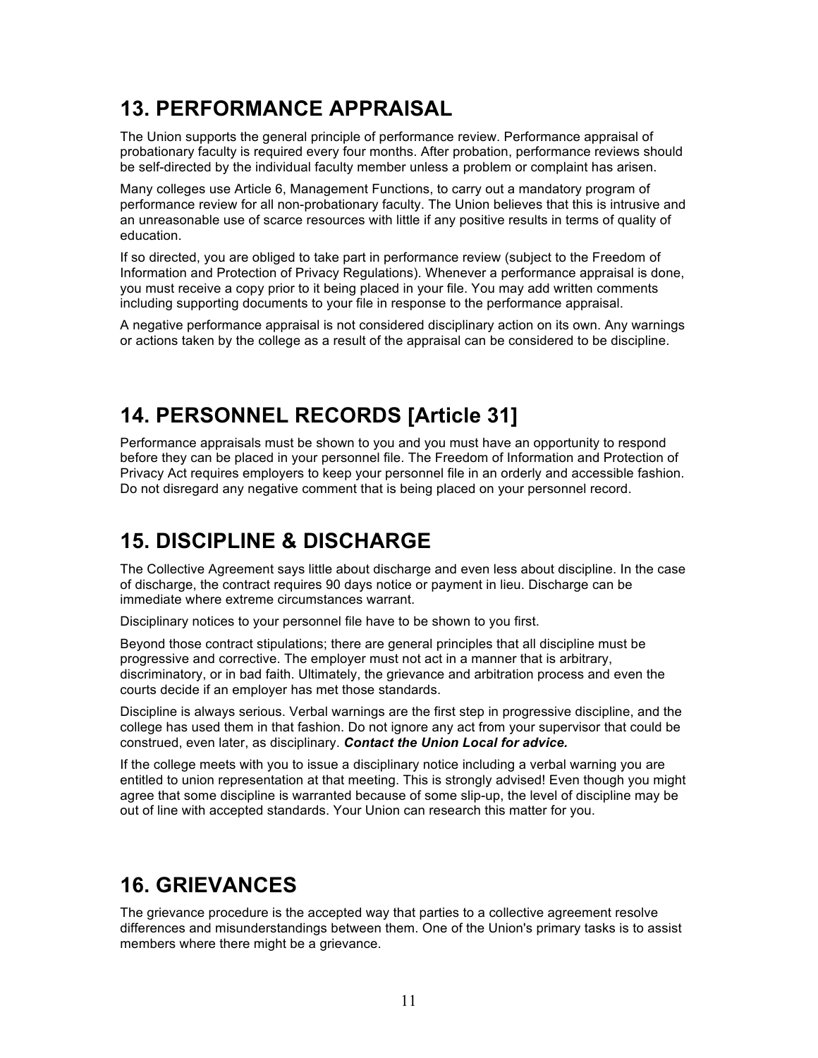## 13. PERFORMANCE APPRAISAL

The Union supports the general principle of performance review. Performance appraisal of probationary faculty is required every four months. After probation, performance reviews should be self-directed by the individual faculty member unless a problem or complaint has arisen.

Many colleges use Article 6, Management Functions, to carry out a mandatory program of performance review for all non-probationary faculty. The Union believes that this is intrusive and an unreasonable use of scarce resources with little if any positive results in terms of quality of education.

If so directed, you are obliged to take part in performance review (subject to the Freedom of Information and Protection of Privacy Regulations). Whenever a performance appraisal is done, you must receive a copy prior to it being placed in your file. You may add written comments including supporting documents to your file in response to the performance appraisal.

A negative performance appraisal is not considered disciplinary action on its own. Any warnings or actions taken by the college as a result of the appraisal can be considered to be discipline.

## 14. PERSONNEL RECORDS [Article 31]

Performance appraisals must be shown to you and you must have an opportunity to respond before they can be placed in your personnel file. The Freedom of Information and Protection of Privacy Act requires employers to keep your personnel file in an orderly and accessible fashion. Do not disregard any negative comment that is being placed on your personnel record.

## 15. DISCIPLINE & DISCHARGE

The Collective Agreement says little about discharge and even less about discipline. In the case of discharge, the contract requires 90 days notice or payment in lieu. Discharge can be immediate where extreme circumstances warrant.

Disciplinary notices to your personnel file have to be shown to you first.

Beyond those contract stipulations; there are general principles that all discipline must be progressive and corrective. The employer must not act in a manner that is arbitrary, discriminatory, or in bad faith. Ultimately, the grievance and arbitration process and even the courts decide if an employer has met those standards.

Discipline is always serious. Verbal warnings are the first step in progressive discipline, and the college has used them in that fashion. Do not ignore any act from your supervisor that could be construed, even later, as disciplinary. ***Contact the Union Local for advice.***

If the college meets with you to issue a disciplinary notice including a verbal warning you are entitled to union representation at that meeting. This is strongly advised! Even though you might agree that some discipline is warranted because of some slip-up, the level of discipline may be out of line with accepted standards. Your Union can research this matter for you.

## 16. GRIEVANCES

The grievance procedure is the accepted way that parties to a collective agreement resolve differences and misunderstandings between them. One of the Union's primary tasks is to assist members where there might be a grievance.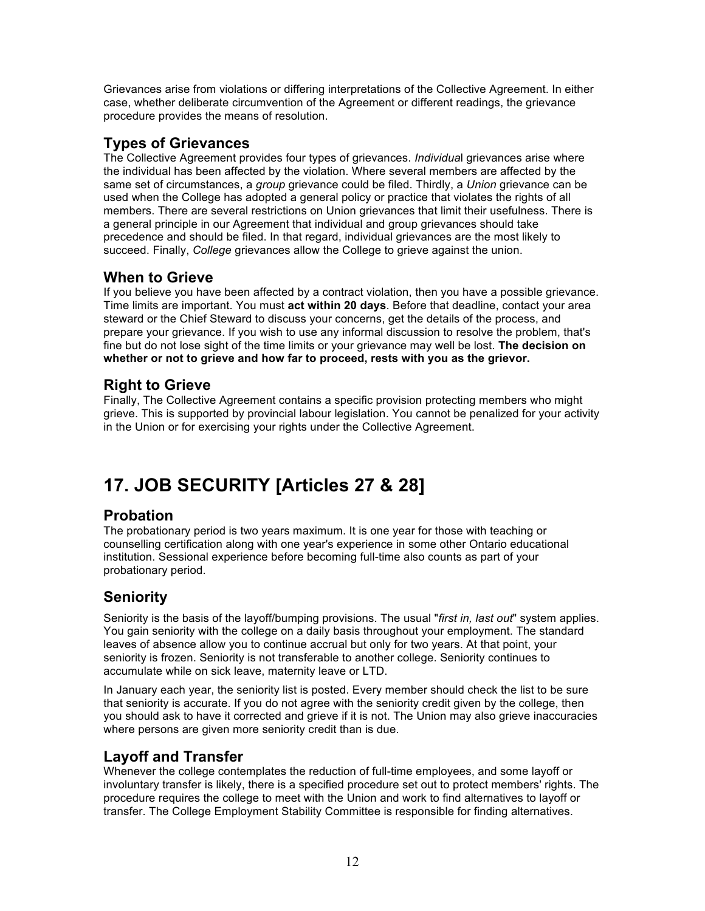Grievances arise from violations or differing interpretations of the Collective Agreement. In either case, whether deliberate circumvention of the Agreement or different readings, the grievance procedure provides the means of resolution.

### Types of Grievances

The Collective Agreement provides four types of grievances. *Individua*l grievances arise where the individual has been affected by the violation. Where several members are affected by the same set of circumstances, a *group* grievance could be filed. Thirdly, a *Union* grievance can be used when the College has adopted a general policy or practice that violates the rights of all members. There are several restrictions on Union grievances that limit their usefulness. There is a general principle in our Agreement that individual and group grievances should take precedence and should be filed. In that regard, individual grievances are the most likely to succeed. Finally, *College* grievances allow the College to grieve against the union.

### When to Grieve

If you believe you have been affected by a contract violation, then you have a possible grievance. Time limits are important. You must **act within 20 days**. Before that deadline, contact your area steward or the Chief Steward to discuss your concerns, get the details of the process, and prepare your grievance. If you wish to use any informal discussion to resolve the problem, that's fine but do not lose sight of the time limits or your grievance may well be lost. **The decision on whether or not to grieve and how far to proceed, rests with you as the grievor.**

### Right to Grieve

Finally, The Collective Agreement contains a specific provision protecting members who might grieve. This is supported by provincial labour legislation. You cannot be penalized for your activity in the Union or for exercising your rights under the Collective Agreement.

## 17. JOB SECURITY [Articles 27 & 28]

### Probation

The probationary period is two years maximum. It is one year for those with teaching or counselling certification along with one year's experience in some other Ontario educational institution. Sessional experience before becoming full-time also counts as part of your probationary period.

### Seniority

Seniority is the basis of the layoff/bumping provisions. The usual "*first in, last out*" system applies. You gain seniority with the college on a daily basis throughout your employment. The standard leaves of absence allow you to continue accrual but only for two years. At that point, your seniority is frozen. Seniority is not transferable to another college. Seniority continues to accumulate while on sick leave, maternity leave or LTD.

In January each year, the seniority list is posted. Every member should check the list to be sure that seniority is accurate. If you do not agree with the seniority credit given by the college, then you should ask to have it corrected and grieve if it is not. The Union may also grieve inaccuracies where persons are given more seniority credit than is due.

### Layoff and Transfer

Whenever the college contemplates the reduction of full-time employees, and some layoff or involuntary transfer is likely, there is a specified procedure set out to protect members' rights. The procedure requires the college to meet with the Union and work to find alternatives to layoff or transfer. The College Employment Stability Committee is responsible for finding alternatives.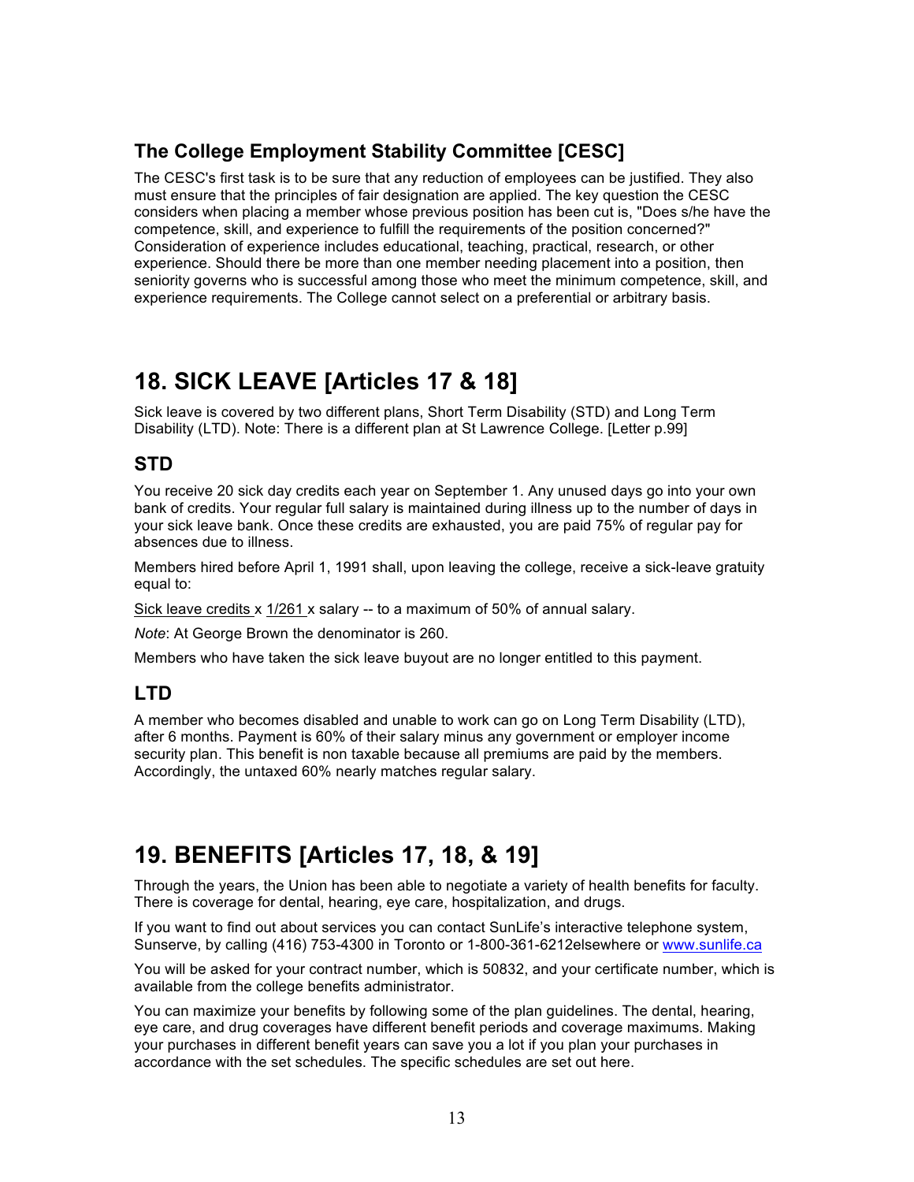### The College Employment Stability Committee [CESC]

The CESC's first task is to be sure that any reduction of employees can be justified. They also must ensure that the principles of fair designation are applied. The key question the CESC considers when placing a member whose previous position has been cut is, "Does s/he have the competence, skill, and experience to fulfill the requirements of the position concerned?" Consideration of experience includes educational, teaching, practical, research, or other experience. Should there be more than one member needing placement into a position, then seniority governs who is successful among those who meet the minimum competence, skill, and experience requirements. The College cannot select on a preferential or arbitrary basis.

## 18. SICK LEAVE [Articles 17 & 18]

Sick leave is covered by two different plans, Short Term Disability (STD) and Long Term Disability (LTD). Note: There is a different plan at St Lawrence College. [Letter p.99]

### STD

You receive 20 sick day credits each year on September 1. Any unused days go into your own bank of credits. Your regular full salary is maintained during illness up to the number of days in your sick leave bank. Once these credits are exhausted, you are paid 75% of regular pay for absences due to illness.

Members hired before April 1, 1991 shall, upon leaving the college, receive a sick-leave gratuity equal to:

Sick leave credits x 1/261 x salary -- to a maximum of 50% of annual salary.

*Note*: At George Brown the denominator is 260.

Members who have taken the sick leave buyout are no longer entitled to this payment.

### LTD

A member who becomes disabled and unable to work can go on Long Term Disability (LTD), after 6 months. Payment is 60% of their salary minus any government or employer income security plan. This benefit is non taxable because all premiums are paid by the members. Accordingly, the untaxed 60% nearly matches regular salary.

## 19. BENEFITS [Articles 17, 18, & 19]

Through the years, the Union has been able to negotiate a variety of health benefits for faculty. There is coverage for dental, hearing, eye care, hospitalization, and drugs.

If you want to find out about services you can contact SunLife's interactive telephone system, Sunserve, by calling (416) 753-4300 in Toronto or 1-800-361-6212elsewhere or www.sunlife.ca

You will be asked for your contract number, which is 50832, and your certificate number, which is available from the college benefits administrator.

You can maximize your benefits by following some of the plan guidelines. The dental, hearing, eye care, and drug coverages have different benefit periods and coverage maximums. Making your purchases in different benefit years can save you a lot if you plan your purchases in accordance with the set schedules. The specific schedules are set out here.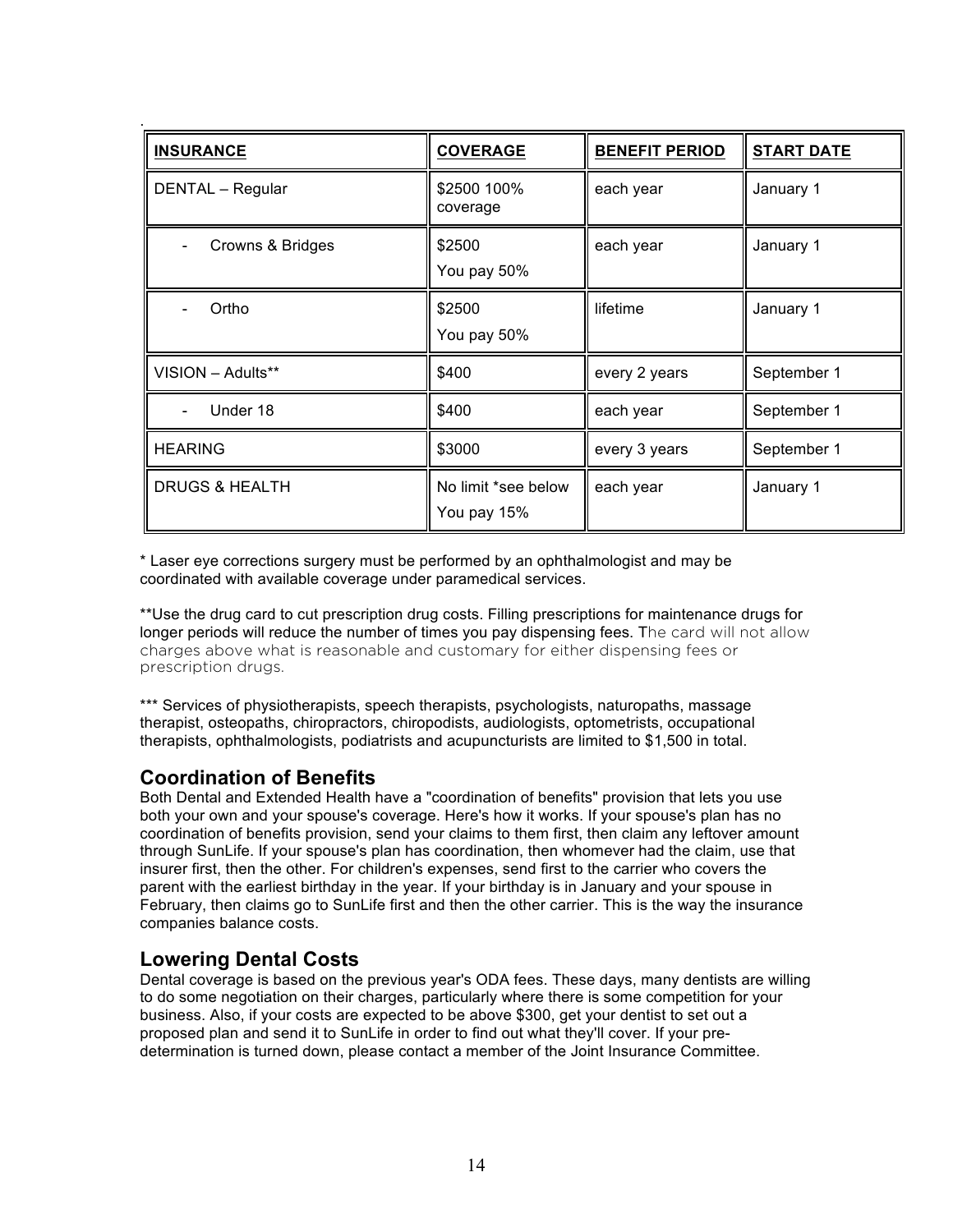.

| INSURANCE | COVERAGE | BENEFIT PERIOD | START DATE |
|---|---|---|---|
| DENTAL – Regular | $2500 100% coverage | each year | January 1 |
| - Crowns & Bridges | $2500 You pay 50% | each year | January 1 |
| - Ortho | $2500 You pay 50% | lifetime | January 1 |
| VISION – Adults** | $400 | every 2 years | September 1 |
| - Under 18 | $400 | each year | September 1 |
| HEARING | $3000 | every 3 years | September 1 |
| DRUGS & HEALTH | No limit *see below You pay 15% | each year | January 1 |

* Laser eye corrections surgery must be performed by an ophthalmologist and may be coordinated with available coverage under paramedical services.

**Use the drug card to cut prescription drug costs. Filling prescriptions for maintenance drugs for longer periods will reduce the number of times you pay dispensing fees. The card will not allow charges above what is reasonable and customary for either dispensing fees or prescription drugs.

*** Services of physiotherapists, speech therapists, psychologists, naturopaths, massage therapist, osteopaths, chiropractors, chiropodists, audiologists, optometrists, occupational therapists, ophthalmologists, podiatrists and acupuncturists are limited to $1,500 in total.

## Coordination of Benefits

Both Dental and Extended Health have a "coordination of benefits" provision that lets you use both your own and your spouse's coverage. Here's how it works. If your spouse's plan has no coordination of benefits provision, send your claims to them first, then claim any leftover amount through SunLife. If your spouse's plan has coordination, then whomever had the claim, use that insurer first, then the other. For children's expenses, send first to the carrier who covers the parent with the earliest birthday in the year. If your birthday is in January and your spouse in February, then claims go to SunLife first and then the other carrier. This is the way the insurance companies balance costs.

## Lowering Dental Costs

Dental coverage is based on the previous year's ODA fees. These days, many dentists are willing to do some negotiation on their charges, particularly where there is some competition for your business. Also, if your costs are expected to be above $300, get your dentist to set out a proposed plan and send it to SunLife in order to find out what they'll cover. If your pre-determination is turned down, please contact a member of the Joint Insurance Committee.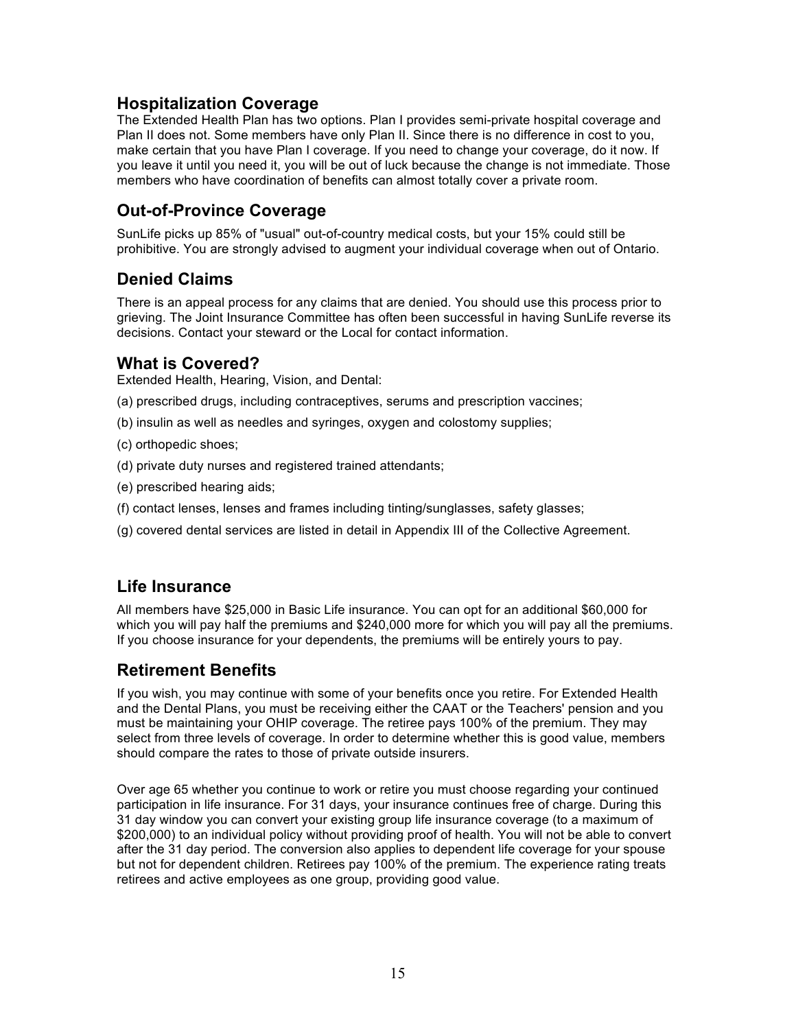## Hospitalization Coverage

The Extended Health Plan has two options. Plan I provides semi-private hospital coverage and Plan II does not. Some members have only Plan II. Since there is no difference in cost to you, make certain that you have Plan I coverage. If you need to change your coverage, do it now. If you leave it until you need it, you will be out of luck because the change is not immediate. Those members who have coordination of benefits can almost totally cover a private room.

## Out-of-Province Coverage

SunLife picks up 85% of "usual" out-of-country medical costs, but your 15% could still be prohibitive. You are strongly advised to augment your individual coverage when out of Ontario.

## Denied Claims

There is an appeal process for any claims that are denied. You should use this process prior to grieving. The Joint Insurance Committee has often been successful in having SunLife reverse its decisions. Contact your steward or the Local for contact information.

## What is Covered?

Extended Health, Hearing, Vision, and Dental:

(a) prescribed drugs, including contraceptives, serums and prescription vaccines;

(b) insulin as well as needles and syringes, oxygen and colostomy supplies;

(c) orthopedic shoes;

(d) private duty nurses and registered trained attendants;

(e) prescribed hearing aids;

(f) contact lenses, lenses and frames including tinting/sunglasses, safety glasses;

(g) covered dental services are listed in detail in Appendix III of the Collective Agreement.

## Life Insurance

All members have $25,000 in Basic Life insurance. You can opt for an additional $60,000 for which you will pay half the premiums and $240,000 more for which you will pay all the premiums. If you choose insurance for your dependents, the premiums will be entirely yours to pay.

## Retirement Benefits

If you wish, you may continue with some of your benefits once you retire. For Extended Health and the Dental Plans, you must be receiving either the CAAT or the Teachers' pension and you must be maintaining your OHIP coverage. The retiree pays 100% of the premium. They may select from three levels of coverage. In order to determine whether this is good value, members should compare the rates to those of private outside insurers.

Over age 65 whether you continue to work or retire you must choose regarding your continued participation in life insurance. For 31 days, your insurance continues free of charge. During this 31 day window you can convert your existing group life insurance coverage (to a maximum of $200,000) to an individual policy without providing proof of health. You will not be able to convert after the 31 day period. The conversion also applies to dependent life coverage for your spouse but not for dependent children. Retirees pay 100% of the premium. The experience rating treats retirees and active employees as one group, providing good value.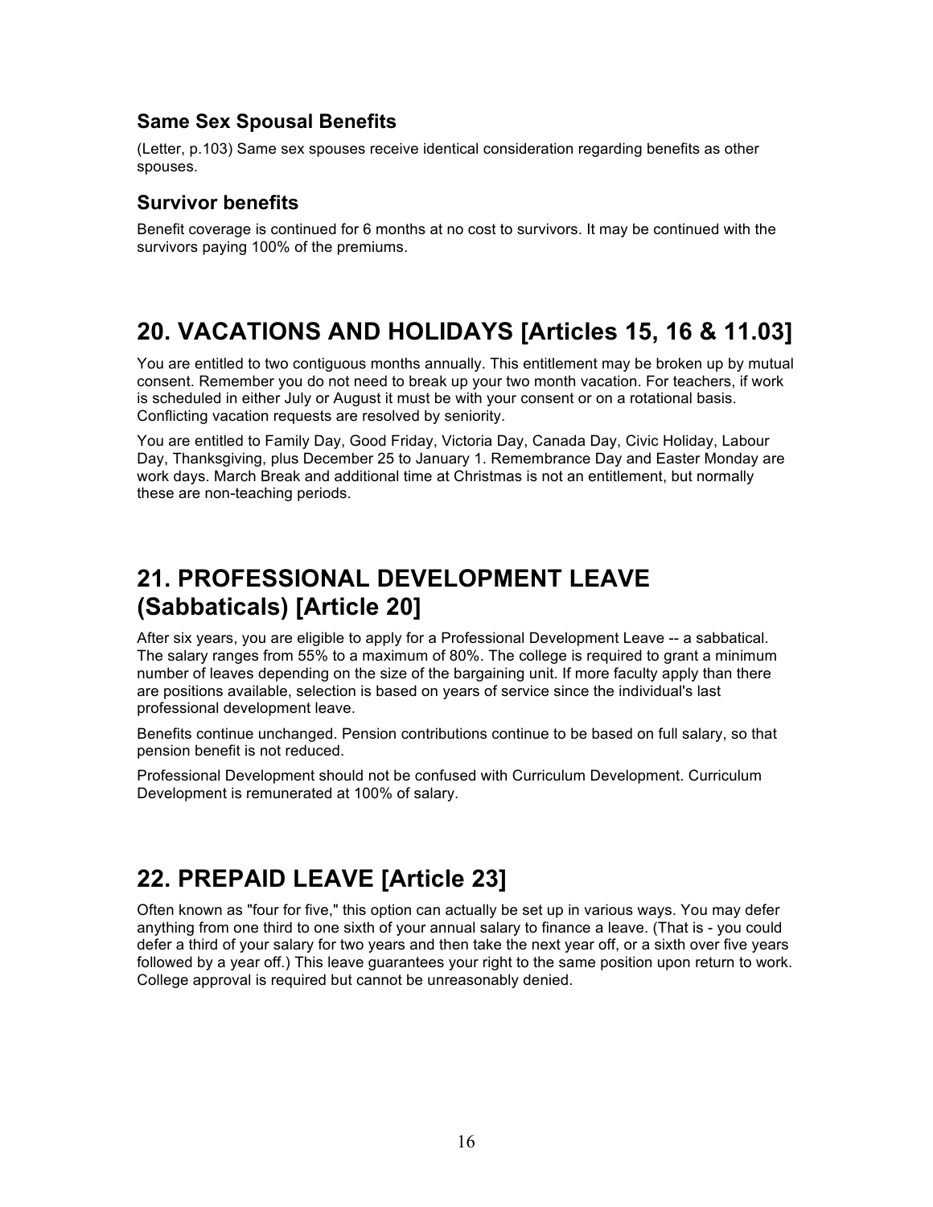### Same Sex Spousal Benefits

(Letter, p.103) Same sex spouses receive identical consideration regarding benefits as other spouses.

### Survivor benefits

Benefit coverage is continued for 6 months at no cost to survivors. It may be continued with the survivors paying 100% of the premiums.

## 20. VACATIONS AND HOLIDAYS [Articles 15, 16 & 11.03]

You are entitled to two contiguous months annually. This entitlement may be broken up by mutual consent. Remember you do not need to break up your two month vacation. For teachers, if work is scheduled in either July or August it must be with your consent or on a rotational basis. Conflicting vacation requests are resolved by seniority.

You are entitled to Family Day, Good Friday, Victoria Day, Canada Day, Civic Holiday, Labour Day, Thanksgiving, plus December 25 to January 1. Remembrance Day and Easter Monday are work days. March Break and additional time at Christmas is not an entitlement, but normally these are non-teaching periods.

## 21. PROFESSIONAL DEVELOPMENT LEAVE (Sabbaticals) [Article 20]

After six years, you are eligible to apply for a Professional Development Leave -- a sabbatical. The salary ranges from 55% to a maximum of 80%. The college is required to grant a minimum number of leaves depending on the size of the bargaining unit. If more faculty apply than there are positions available, selection is based on years of service since the individual's last professional development leave.

Benefits continue unchanged. Pension contributions continue to be based on full salary, so that pension benefit is not reduced.

Professional Development should not be confused with Curriculum Development. Curriculum Development is remunerated at 100% of salary.

## 22. PREPAID LEAVE [Article 23]

Often known as "four for five," this option can actually be set up in various ways. You may defer anything from one third to one sixth of your annual salary to finance a leave. (That is - you could defer a third of your salary for two years and then take the next year off, or a sixth over five years followed by a year off.) This leave guarantees your right to the same position upon return to work. College approval is required but cannot be unreasonably denied.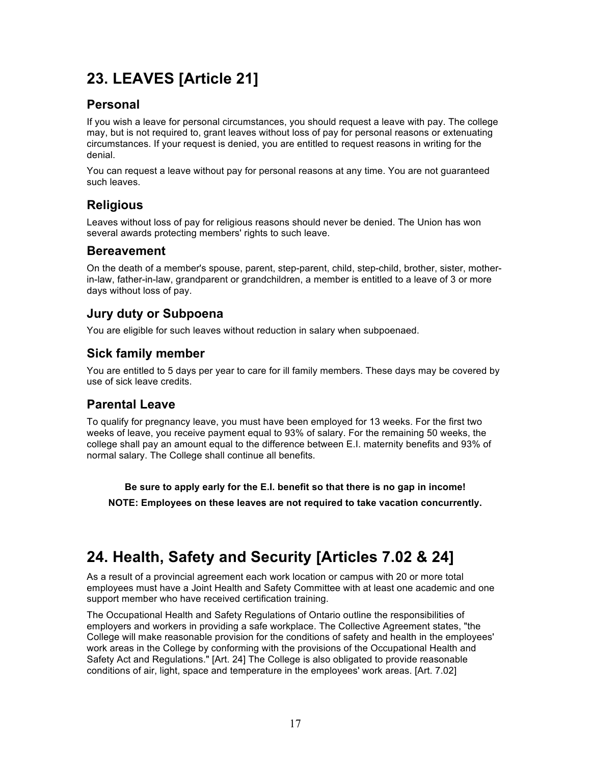# 23. LEAVES [Article 21]

## Personal

If you wish a leave for personal circumstances, you should request a leave with pay. The college may, but is not required to, grant leaves without loss of pay for personal reasons or extenuating circumstances. If your request is denied, you are entitled to request reasons in writing for the denial.

You can request a leave without pay for personal reasons at any time. You are not guaranteed such leaves.

## Religious

Leaves without loss of pay for religious reasons should never be denied. The Union has won several awards protecting members' rights to such leave.

## Bereavement

On the death of a member's spouse, parent, step-parent, child, step-child, brother, sister, mother-in-law, father-in-law, grandparent or grandchildren, a member is entitled to a leave of 3 or more days without loss of pay.

## Jury duty or Subpoena

You are eligible for such leaves without reduction in salary when subpoenaed.

## Sick family member

You are entitled to 5 days per year to care for ill family members. These days may be covered by use of sick leave credits.

## Parental Leave

To qualify for pregnancy leave, you must have been employed for 13 weeks. For the first two weeks of leave, you receive payment equal to 93% of salary. For the remaining 50 weeks, the college shall pay an amount equal to the difference between E.I. maternity benefits and 93% of normal salary. The College shall continue all benefits.

**Be sure to apply early for the E.I. benefit so that there is no gap in income!**

**NOTE: Employees on these leaves are not required to take vacation concurrently.**

# 24. Health, Safety and Security [Articles 7.02 & 24]

As a result of a provincial agreement each work location or campus with 20 or more total employees must have a Joint Health and Safety Committee with at least one academic and one support member who have received certification training.

The Occupational Health and Safety Regulations of Ontario outline the responsibilities of employers and workers in providing a safe workplace. The Collective Agreement states, "the College will make reasonable provision for the conditions of safety and health in the employees' work areas in the College by conforming with the provisions of the Occupational Health and Safety Act and Regulations." [Art. 24] The College is also obligated to provide reasonable conditions of air, light, space and temperature in the employees' work areas. [Art. 7.02]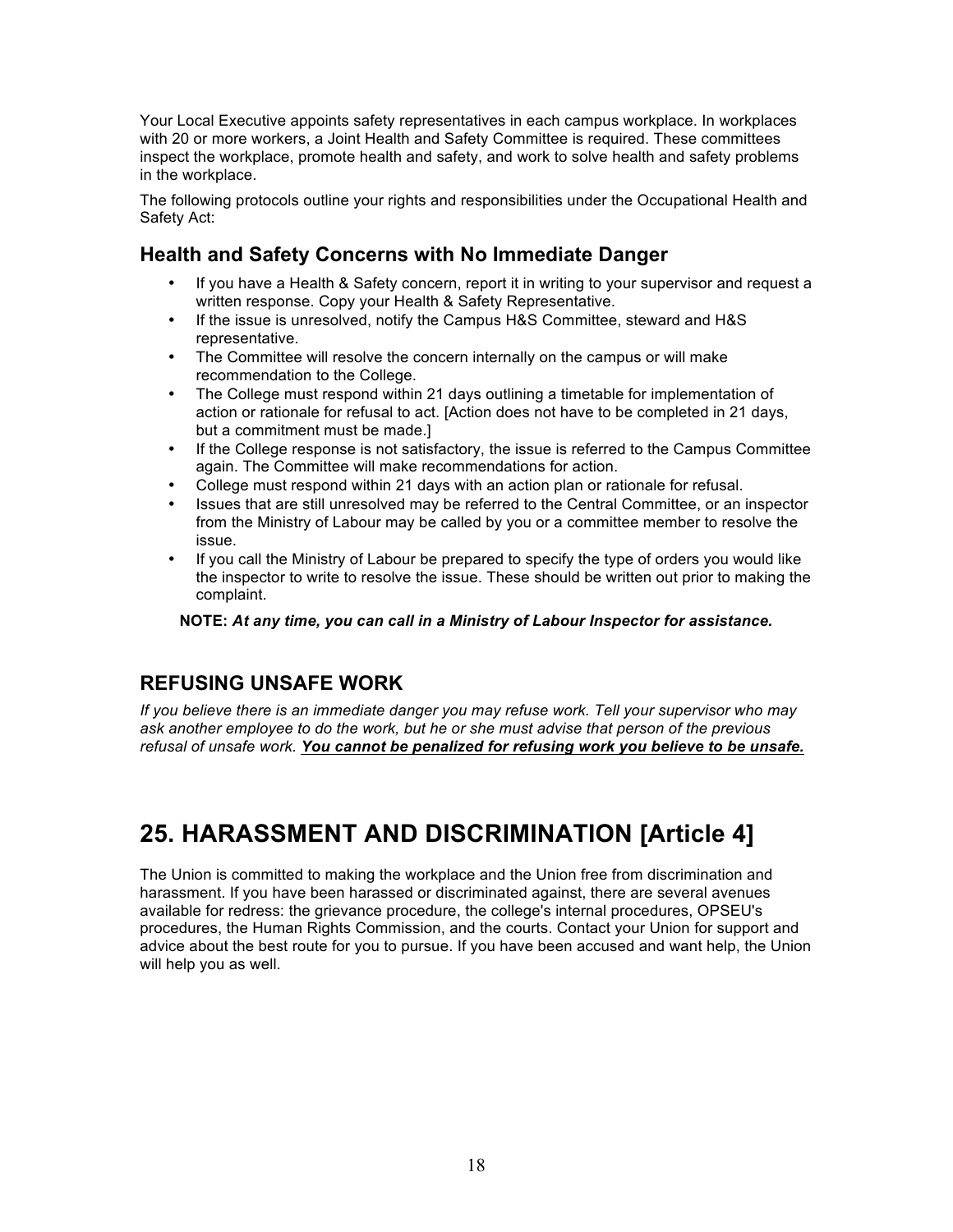Your Local Executive appoints safety representatives in each campus workplace. In workplaces with 20 or more workers, a Joint Health and Safety Committee is required. These committees inspect the workplace, promote health and safety, and work to solve health and safety problems in the workplace.

The following protocols outline your rights and responsibilities under the Occupational Health and Safety Act:

### Health and Safety Concerns with No Immediate Danger

- If you have a Health & Safety concern, report it in writing to your supervisor and request a written response. Copy your Health & Safety Representative.
- If the issue is unresolved, notify the Campus H&S Committee, steward and H&S representative.
- The Committee will resolve the concern internally on the campus or will make recommendation to the College.
- The College must respond within 21 days outlining a timetable for implementation of action or rationale for refusal to act. [Action does not have to be completed in 21 days, but a commitment must be made.]
- If the College response is not satisfactory, the issue is referred to the Campus Committee again. The Committee will make recommendations for action.
- College must respond within 21 days with an action plan or rationale for refusal.
- Issues that are still unresolved may be referred to the Central Committee, or an inspector from the Ministry of Labour may be called by you or a committee member to resolve the issue.
- If you call the Ministry of Labour be prepared to specify the type of orders you would like the inspector to write to resolve the issue. These should be written out prior to making the complaint.

**NOTE:** ***At any time, you can call in a Ministry of Labour Inspector for assistance.***

### REFUSING UNSAFE WORK

*If you believe there is an immediate danger you may refuse work. Tell your supervisor who may ask another employee to do the work, but he or she must advise that person of the previous refusal of unsafe work.* ***<u>You cannot be penalized for refusing work you believe to be unsafe.</u>***

## 25. HARASSMENT AND DISCRIMINATION [Article 4]

The Union is committed to making the workplace and the Union free from discrimination and harassment. If you have been harassed or discriminated against, there are several avenues available for redress: the grievance procedure, the college's internal procedures, OPSEU's procedures, the Human Rights Commission, and the courts. Contact your Union for support and advice about the best route for you to pursue. If you have been accused and want help, the Union will help you as well.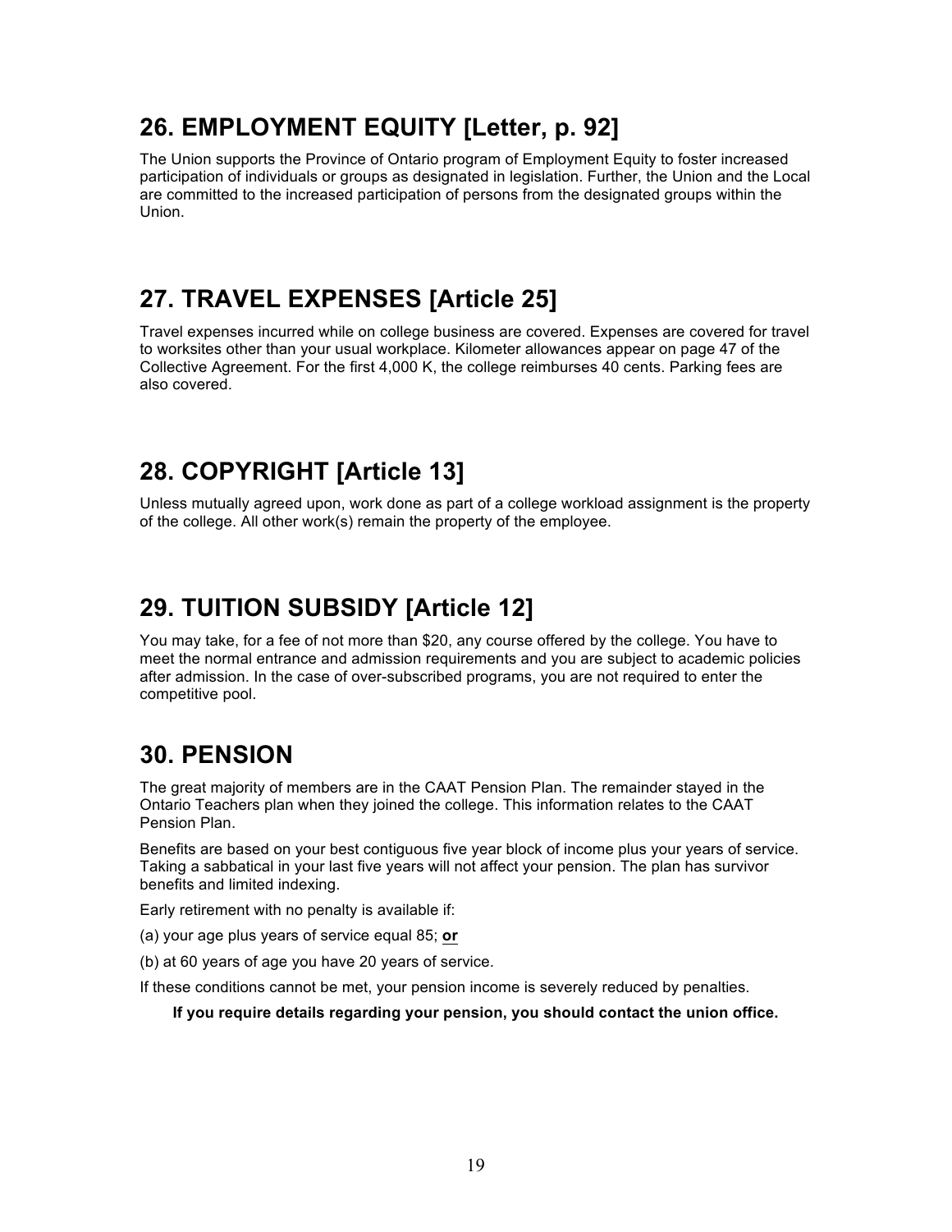## 26. EMPLOYMENT EQUITY [Letter, p. 92]

The Union supports the Province of Ontario program of Employment Equity to foster increased participation of individuals or groups as designated in legislation. Further, the Union and the Local are committed to the increased participation of persons from the designated groups within the Union.

## 27. TRAVEL EXPENSES [Article 25]

Travel expenses incurred while on college business are covered. Expenses are covered for travel to worksites other than your usual workplace. Kilometer allowances appear on page 47 of the Collective Agreement. For the first 4,000 K, the college reimburses 40 cents. Parking fees are also covered.

## 28. COPYRIGHT [Article 13]

Unless mutually agreed upon, work done as part of a college workload assignment is the property of the college. All other work(s) remain the property of the employee.

## 29. TUITION SUBSIDY [Article 12]

You may take, for a fee of not more than $20, any course offered by the college. You have to meet the normal entrance and admission requirements and you are subject to academic policies after admission. In the case of over-subscribed programs, you are not required to enter the competitive pool.

## 30. PENSION

The great majority of members are in the CAAT Pension Plan. The remainder stayed in the Ontario Teachers plan when they joined the college. This information relates to the CAAT Pension Plan.

Benefits are based on your best contiguous five year block of income plus your years of service. Taking a sabbatical in your last five years will not affect your pension. The plan has survivor benefits and limited indexing.

Early retirement with no penalty is available if:

(a) your age plus years of service equal 85; **or**

(b) at 60 years of age you have 20 years of service.

If these conditions cannot be met, your pension income is severely reduced by penalties.

**If you require details regarding your pension, you should contact the union office.**